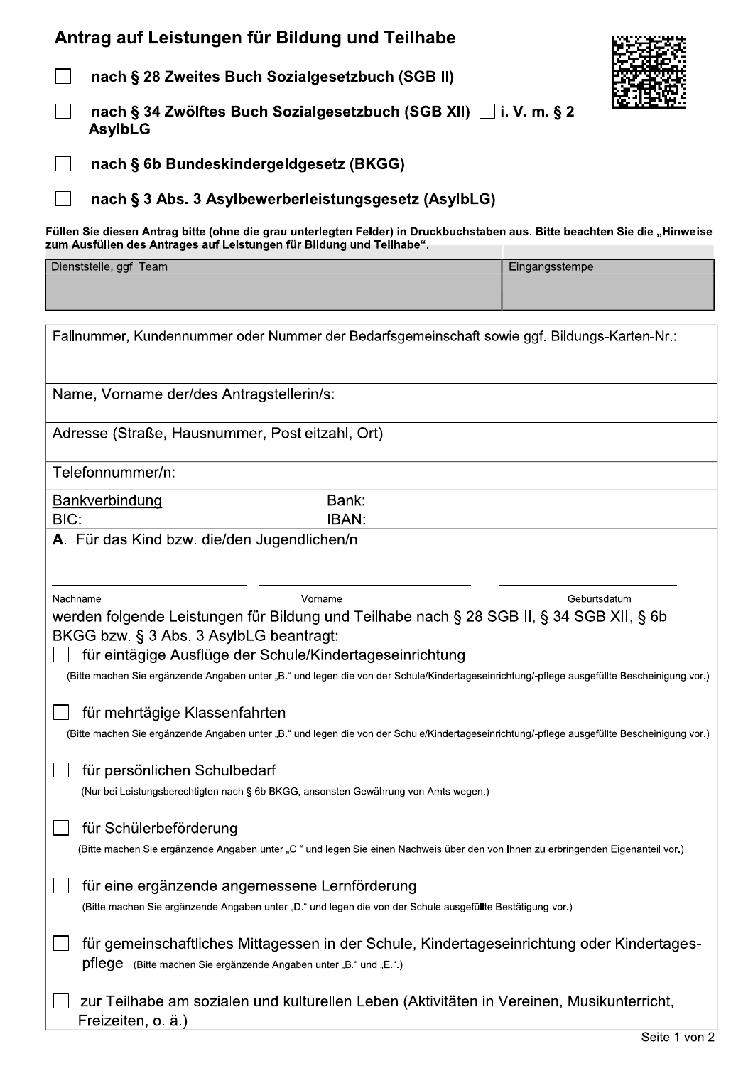# Antrag auf Leistungen für Bildung und Teilhabe

☐ **nach § 28 Zweites Buch Sozialgesetzbuch (SGB II)**

☐ **nach § 34 Zwölftes Buch Sozialgesetzbuch (SGB XII)** ☐ **i. V. m. § 2 AsylbLG**

☐ **nach § 6b Bundeskindergeldgesetz (BKGG)**

☐ **nach § 3 Abs. 3 Asylbewerberleistungsgesetz (AsylbLG)**

**Füllen Sie diesen Antrag bitte (ohne die grau unterlegten Felder) in Druckbuchstaben aus. Bitte beachten Sie die „Hinweise zum Ausfüllen des Antrages auf Leistungen für Bildung und Teilhabe".**

| Dienststelle, ggf. Team | Eingangsstempel |
|---|---|
| | |

| | |
|---|---|
| Fallnummer, Kundennummer oder Nummer der Bedarfsgemeinschaft sowie ggf. Bildungs-Karten-Nr.: | |
| Name, Vorname der/des Antragstellerin/s: | |
| Adresse (Straße, Hausnummer, Postleitzahl, Ort) | |
| Telefonnummer/n: | |
| Bankverbindung | Bank: |
| BIC: | IBAN: |

**A**. Für das Kind bzw. die/den Jugendlichen/n

| Nachname | Vorname | Geburtsdatum |
|---|---|---|
| | | |

werden folgende Leistungen für Bildung und Teilhabe nach § 28 SGB II, § 34 SGB XII, § 6b BKGG bzw. § 3 Abs. 3 AsylbLG beantragt:

☐ für eintägige Ausflüge der Schule/Kindertageseinrichtung
(Bitte machen Sie ergänzende Angaben unter „B." und legen die von der Schule/Kindertageseinrichtung/-pflege ausgefüllte Bescheinigung vor.)

☐ für mehrtägige Klassenfahrten
(Bitte machen Sie ergänzende Angaben unter „B." und legen die von der Schule/Kindertageseinrichtung/-pflege ausgefüllte Bescheinigung vor.)

☐ für persönlichen Schulbedarf
(Nur bei Leistungsberechtigten nach § 6b BKGG, ansonsten Gewährung von Amts wegen.)

☐ für Schülerbeförderung
(Bitte machen Sie ergänzende Angaben unter „C." und legen Sie einen Nachweis über den von Ihnen zu erbringenden Eigenanteil vor.)

☐ für eine ergänzende angemessene Lernförderung
(Bitte machen Sie ergänzende Angaben unter „D." und legen die von der Schule ausgefüllte Bestätigung vor.)

☐ für gemeinschaftliches Mittagessen in der Schule, Kindertageseinrichtung oder Kindertagespflege (Bitte machen Sie ergänzende Angaben unter „B." und „E.".)

☐ zur Teilhabe am sozialen und kulturellen Leben (Aktivitäten in Vereinen, Musikunterricht, Freizeiten, o. ä.)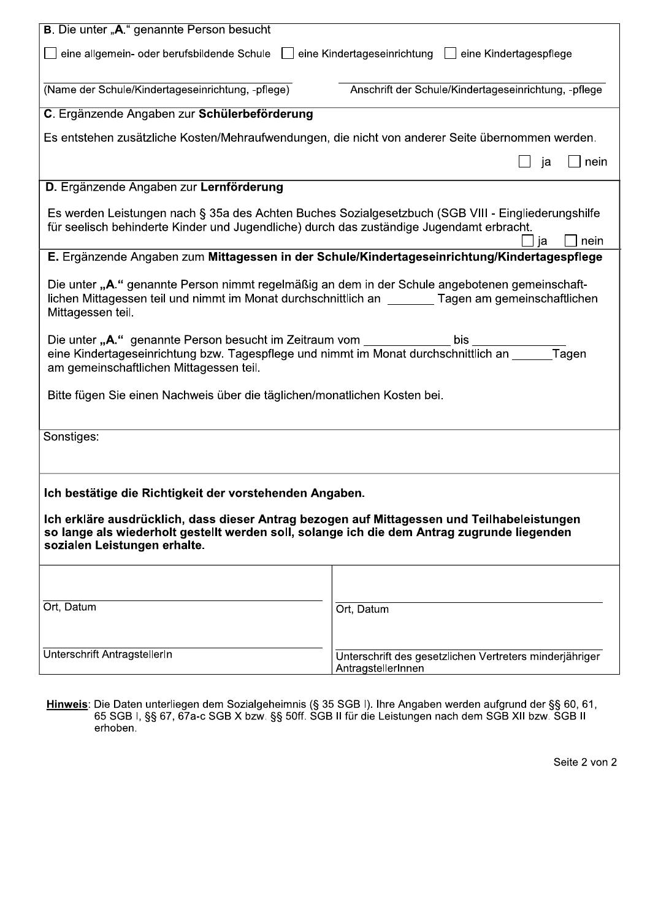**B**. Die unter „**A**." genannte Person besucht

☐ eine allgemein- oder berufsbildende Schule ☐ eine Kindertageseinrichtung ☐ eine Kindertagespflege

(Name der Schule/Kindertageseinrichtung, -pflege) Anschrift der Schule/Kindertageseinrichtung, -pflege

**C**. Ergänzende Angaben zur **Schülerbeförderung**

Es entstehen zusätzliche Kosten/Mehraufwendungen, die nicht von anderer Seite übernommen werden.

☐ ja ☐ nein

**D**. Ergänzende Angaben zur **Lernförderung**

Es werden Leistungen nach § 35a des Achten Buches Sozialgesetzbuch (SGB VIII - Eingliederungshilfe für seelisch behinderte Kinder und Jugendliche) durch das zuständige Jugendamt erbracht.

☐ ja ☐ nein

**E.** Ergänzende Angaben zum **Mittagessen in der Schule/Kindertageseinrichtung/Kindertagespflege**

Die unter „**A.**" genannte Person nimmt regelmäßig an dem in der Schule angebotenen gemeinschaftlichen Mittagessen teil und nimmt im Monat durchschnittlich an _______ Tagen am gemeinschaftlichen Mittagessen teil.

Die unter „**A.**" genannte Person besucht im Zeitraum vom ____________ bis _____________ eine Kindertageseinrichtung bzw. Tagespflege und nimmt im Monat durchschnittlich an ______Tagen am gemeinschaftlichen Mittagessen teil.

Bitte fügen Sie einen Nachweis über die täglichen/monatlichen Kosten bei.

Sonstiges:

**Ich bestätige die Richtigkeit der vorstehenden Angaben.**

**Ich erkläre ausdrücklich, dass dieser Antrag bezogen auf Mittagessen und Teilhabeleistungen so lange als wiederholt gestellt werden soll, solange ich die dem Antrag zugrunde liegenden sozialen Leistungen erhalte.**

| | |
|---|---|
| Ort, Datum | Ort, Datum |
| Unterschrift AntragstellerIn | Unterschrift des gesetzlichen Vertreters minderjähriger AntragstellerInnen |

<u>Hinweis</u>: Die Daten unterliegen dem Sozialgeheimnis (§ 35 SGB I). Ihre Angaben werden aufgrund der §§ 60, 61, 65 SGB I, §§ 67, 67a-c SGB X bzw. §§ 50ff. SGB II für die Leistungen nach dem SGB XII bzw. SGB II erhoben.